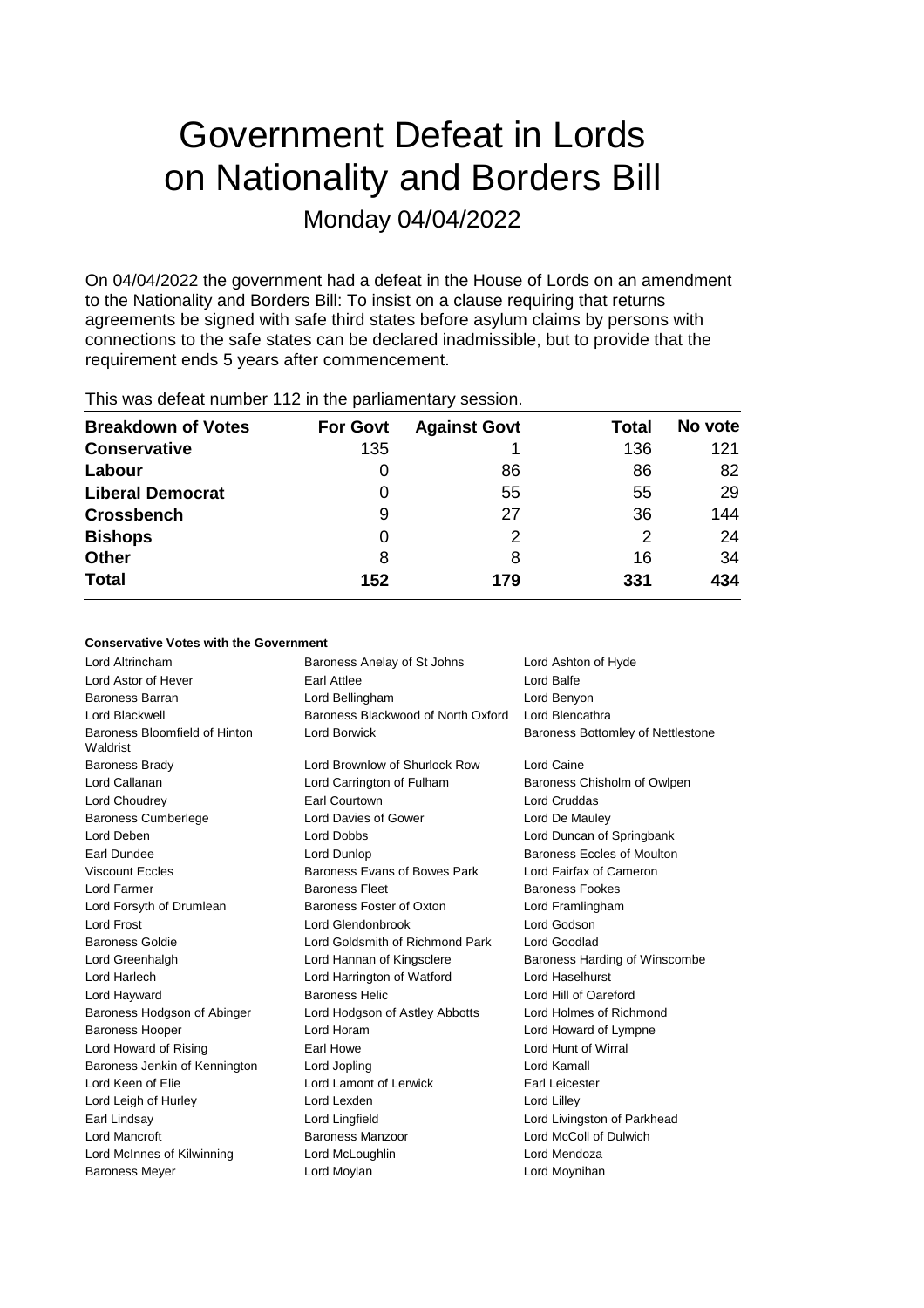# Government Defeat in Lords on Nationality and Borders Bill

Monday 04/04/2022

On 04/04/2022 the government had a defeat in the House of Lords on an amendment to the Nationality and Borders Bill: To insist on a clause requiring that returns agreements be signed with safe third states before asylum claims by persons with connections to the safe states can be declared inadmissible, but to provide that the requirement ends 5 years after commencement.

This was defeat number 112 in the parliamentary session.

| Breakdown of Votes | For Govt | Against Govt | Total | No vote |
|---|---|---|---|---|
| **Conservative** | 135 | 1 | 136 | 121 |
| **Labour** | 0 | 86 | 86 | 82 |
| **Liberal Democrat** | 0 | 55 | 55 | 29 |
| **Crossbench** | 9 | 27 | 36 | 144 |
| **Bishops** | 0 | 2 | 2 | 24 |
| **Other** | 8 | 8 | 16 | 34 |
| **Total** | **152** | **179** | **331** | **434** |

**Conservative Votes with the Government**

| | | |
|---|---|---|
| Lord Altrincham | Baroness Anelay of St Johns | Lord Ashton of Hyde |
| Lord Astor of Hever | Earl Attlee | Lord Balfe |
| Baroness Barran | Lord Bellingham | Lord Benyon |
| Lord Blackwell | Baroness Blackwood of North Oxford | Lord Blencathra |
| Baroness Bloomfield of Hinton Waldrist | Lord Borwick | Baroness Bottomley of Nettlestone |
| Baroness Brady | Lord Brownlow of Shurlock Row | Lord Caine |
| Lord Callanan | Lord Carrington of Fulham | Baroness Chisholm of Owlpen |
| Lord Choudrey | Earl Courtown | Lord Cruddas |
| Baroness Cumberlege | Lord Davies of Gower | Lord De Mauley |
| Lord Deben | Lord Dobbs | Lord Duncan of Springbank |
| Earl Dundee | Lord Dunlop | Baroness Eccles of Moulton |
| Viscount Eccles | Baroness Evans of Bowes Park | Lord Fairfax of Cameron |
| Lord Farmer | Baroness Fleet | Baroness Fookes |
| Lord Forsyth of Drumlean | Baroness Foster of Oxton | Lord Framlingham |
| Lord Frost | Lord Glendonbrook | Lord Godson |
| Baroness Goldie | Lord Goldsmith of Richmond Park | Lord Goodlad |
| Lord Greenhalgh | Lord Hannan of Kingsclere | Baroness Harding of Winscombe |
| Lord Harlech | Lord Harrington of Watford | Lord Haselhurst |
| Lord Hayward | Baroness Helic | Lord Hill of Oareford |
| Baroness Hodgson of Abinger | Lord Hodgson of Astley Abbotts | Lord Holmes of Richmond |
| Baroness Hooper | Lord Horam | Lord Howard of Lympne |
| Lord Howard of Rising | Earl Howe | Lord Hunt of Wirral |
| Baroness Jenkin of Kennington | Lord Jopling | Lord Kamall |
| Lord Keen of Elie | Lord Lamont of Lerwick | Earl Leicester |
| Lord Leigh of Hurley | Lord Lexden | Lord Lilley |
| Earl Lindsay | Lord Lingfield | Lord Livingston of Parkhead |
| Lord Mancroft | Baroness Manzoor | Lord McColl of Dulwich |
| Lord McInnes of Kilwinning | Lord McLoughlin | Lord Mendoza |
| Baroness Meyer | Lord Moylan | Lord Moynihan |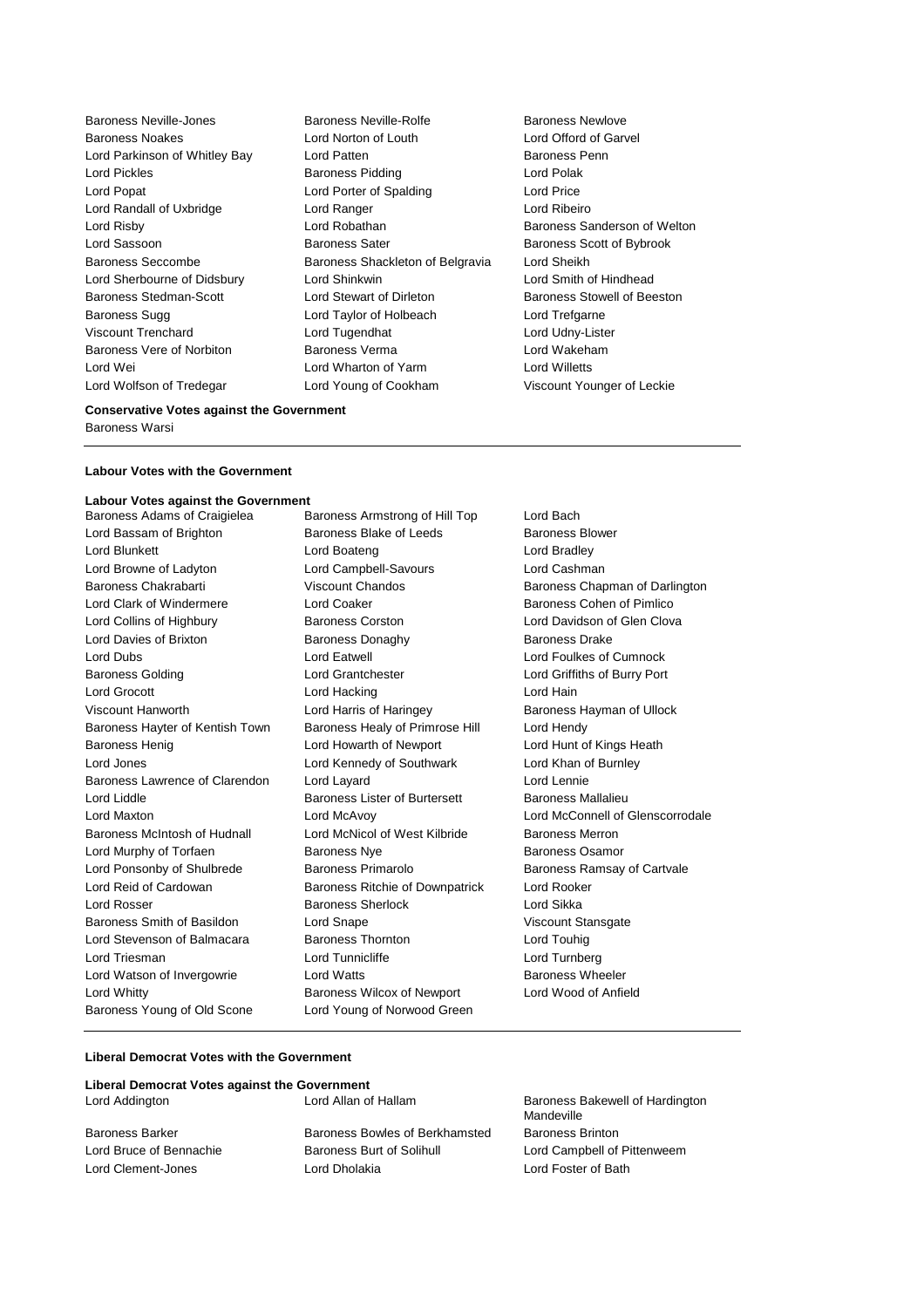Baroness Neville-Jones
Baroness Neville-Rolfe
Baroness Newlove
Baroness Noakes
Lord Norton of Louth
Lord Offord of Garvel
Lord Parkinson of Whitley Bay
Lord Patten
Baroness Penn
Lord Pickles
Baroness Pidding
Lord Polak
Lord Popat
Lord Porter of Spalding
Lord Price
Lord Randall of Uxbridge
Lord Ranger
Lord Ribeiro
Lord Risby
Lord Robathan
Baroness Sanderson of Welton
Lord Sassoon
Baroness Sater
Baroness Scott of Bybrook
Baroness Seccombe
Baroness Shackleton of Belgravia
Lord Sheikh
Lord Sherbourne of Didsbury
Lord Shinkwin
Lord Smith of Hindhead
Baroness Stedman-Scott
Lord Stewart of Dirleton
Baroness Stowell of Beeston
Baroness Sugg
Lord Taylor of Holbeach
Lord Trefgarne
Viscount Trenchard
Lord Tugendhat
Lord Udny-Lister
Baroness Vere of Norbiton
Baroness Verma
Lord Wakeham
Lord Wei
Lord Wharton of Yarm
Lord Willetts
Lord Wolfson of Tredegar
Lord Young of Cookham
Viscount Younger of Leckie

**Conservative Votes against the Government**

Baroness Warsi

---

**Labour Votes with the Government**

**Labour Votes against the Government**

Baroness Adams of Craigielea
Baroness Armstrong of Hill Top
Lord Bach
Lord Bassam of Brighton
Baroness Blake of Leeds
Baroness Blower
Lord Blunkett
Lord Boateng
Lord Bradley
Lord Browne of Ladyton
Lord Campbell-Savours
Lord Cashman
Baroness Chakrabarti
Viscount Chandos
Baroness Chapman of Darlington
Lord Clark of Windermere
Lord Coaker
Baroness Cohen of Pimlico
Lord Collins of Highbury
Baroness Corston
Lord Davidson of Glen Clova
Lord Davies of Brixton
Baroness Donaghy
Baroness Drake
Lord Dubs
Lord Eatwell
Lord Foulkes of Cumnock
Baroness Golding
Lord Grantchester
Lord Griffiths of Burry Port
Lord Grocott
Lord Hacking
Lord Hain
Viscount Hanworth
Lord Harris of Haringey
Baroness Hayman of Ullock
Baroness Hayter of Kentish Town
Baroness Healy of Primrose Hill
Lord Hendy
Baroness Henig
Lord Howarth of Newport
Lord Hunt of Kings Heath
Lord Jones
Lord Kennedy of Southwark
Lord Khan of Burnley
Baroness Lawrence of Clarendon
Lord Layard
Lord Lennie
Lord Liddle
Baroness Lister of Burtersett
Baroness Mallalieu
Lord Maxton
Lord McAvoy
Lord McConnell of Glenscorrodale
Baroness McIntosh of Hudnall
Lord McNicol of West Kilbride
Baroness Merron
Lord Murphy of Torfaen
Baroness Nye
Baroness Osamor
Lord Ponsonby of Shulbrede
Baroness Primarolo
Baroness Ramsay of Cartvale
Lord Reid of Cardowan
Baroness Ritchie of Downpatrick
Lord Rooker
Lord Rosser
Baroness Sherlock
Lord Sikka
Baroness Smith of Basildon
Lord Snape
Viscount Stansgate
Lord Stevenson of Balmacara
Baroness Thornton
Lord Touhig
Lord Triesman
Lord Tunnicliffe
Lord Turnberg
Lord Watson of Invergowrie
Lord Watts
Baroness Wheeler
Lord Whitty
Baroness Wilcox of Newport
Lord Wood of Anfield
Baroness Young of Old Scone
Lord Young of Norwood Green

---

**Liberal Democrat Votes with the Government**

**Liberal Democrat Votes against the Government**

Lord Addington
Lord Allan of Hallam
Baroness Bakewell of Hardington Mandeville
Baroness Barker
Baroness Bowles of Berkhamsted
Baroness Brinton
Lord Bruce of Bennachie
Baroness Burt of Solihull
Lord Campbell of Pittenweem
Lord Clement-Jones
Lord Dholakia
Lord Foster of Bath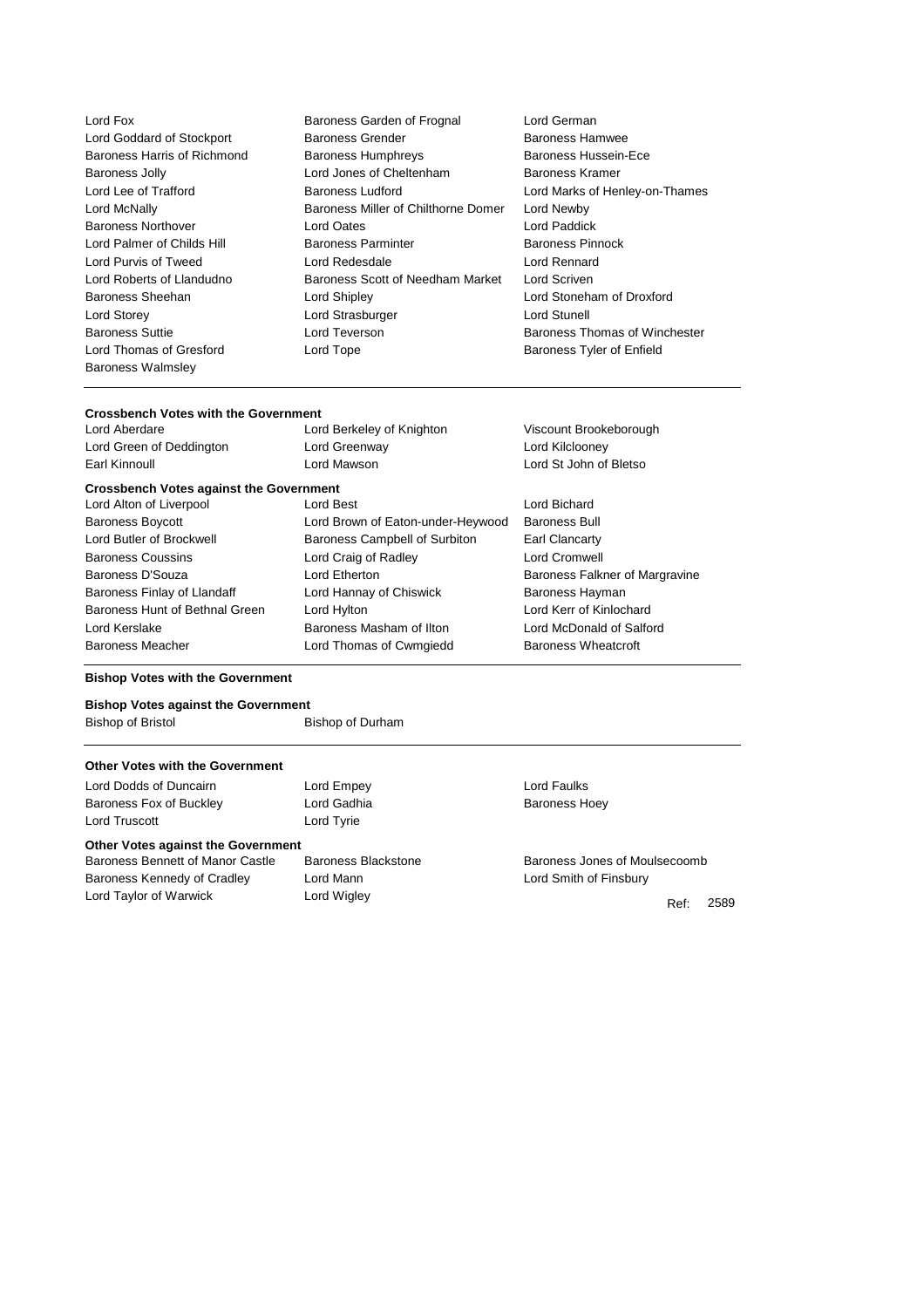Lord Fox
Baroness Garden of Frognal
Lord German
Lord Goddard of Stockport
Baroness Grender
Baroness Hamwee
Baroness Harris of Richmond
Baroness Humphreys
Baroness Hussein-Ece
Baroness Jolly
Lord Jones of Cheltenham
Baroness Kramer
Lord Lee of Trafford
Baroness Ludford
Lord Marks of Henley-on-Thames
Lord McNally
Baroness Miller of Chilthorne Domer
Lord Newby
Baroness Northover
Lord Oates
Lord Paddick
Lord Palmer of Childs Hill
Baroness Parminter
Baroness Pinnock
Lord Purvis of Tweed
Lord Redesdale
Lord Rennard
Lord Roberts of Llandudno
Baroness Scott of Needham Market
Lord Scriven
Baroness Sheehan
Lord Shipley
Lord Stoneham of Droxford
Lord Storey
Lord Strasburger
Lord Stunell
Baroness Suttie
Lord Teverson
Baroness Thomas of Winchester
Lord Thomas of Gresford
Lord Tope
Baroness Tyler of Enfield
Baroness Walmsley

**Crossbench Votes with the Government**

Lord Aberdare
Lord Berkeley of Knighton
Viscount Brookeborough
Lord Green of Deddington
Lord Greenway
Lord Kilclooney
Earl Kinnoull
Lord Mawson
Lord St John of Bletso

**Crossbench Votes against the Government**

Lord Alton of Liverpool
Lord Best
Lord Bichard
Baroness Boycott
Lord Brown of Eaton-under-Heywood
Baroness Bull
Lord Butler of Brockwell
Baroness Campbell of Surbiton
Earl Clancarty
Baroness Coussins
Lord Craig of Radley
Lord Cromwell
Baroness D'Souza
Lord Etherton
Baroness Falkner of Margravine
Baroness Finlay of Llandaff
Lord Hannay of Chiswick
Baroness Hayman
Baroness Hunt of Bethnal Green
Lord Hylton
Lord Kerr of Kinlochard
Lord Kerslake
Baroness Masham of Ilton
Lord McDonald of Salford
Baroness Meacher
Lord Thomas of Cwmgiedd
Baroness Wheatcroft

**Bishop Votes with the Government**

**Bishop Votes against the Government**

Bishop of Bristol
Bishop of Durham

**Other Votes with the Government**

Lord Dodds of Duncairn
Lord Empey
Lord Faulks
Baroness Fox of Buckley
Lord Gadhia
Baroness Hoey
Lord Truscott
Lord Tyrie

**Other Votes against the Government**

Baroness Bennett of Manor Castle
Baroness Blackstone
Baroness Jones of Moulsecoomb
Baroness Kennedy of Cradley
Lord Mann
Lord Smith of Finsbury
Lord Taylor of Warwick
Lord Wigley

Ref: 2589